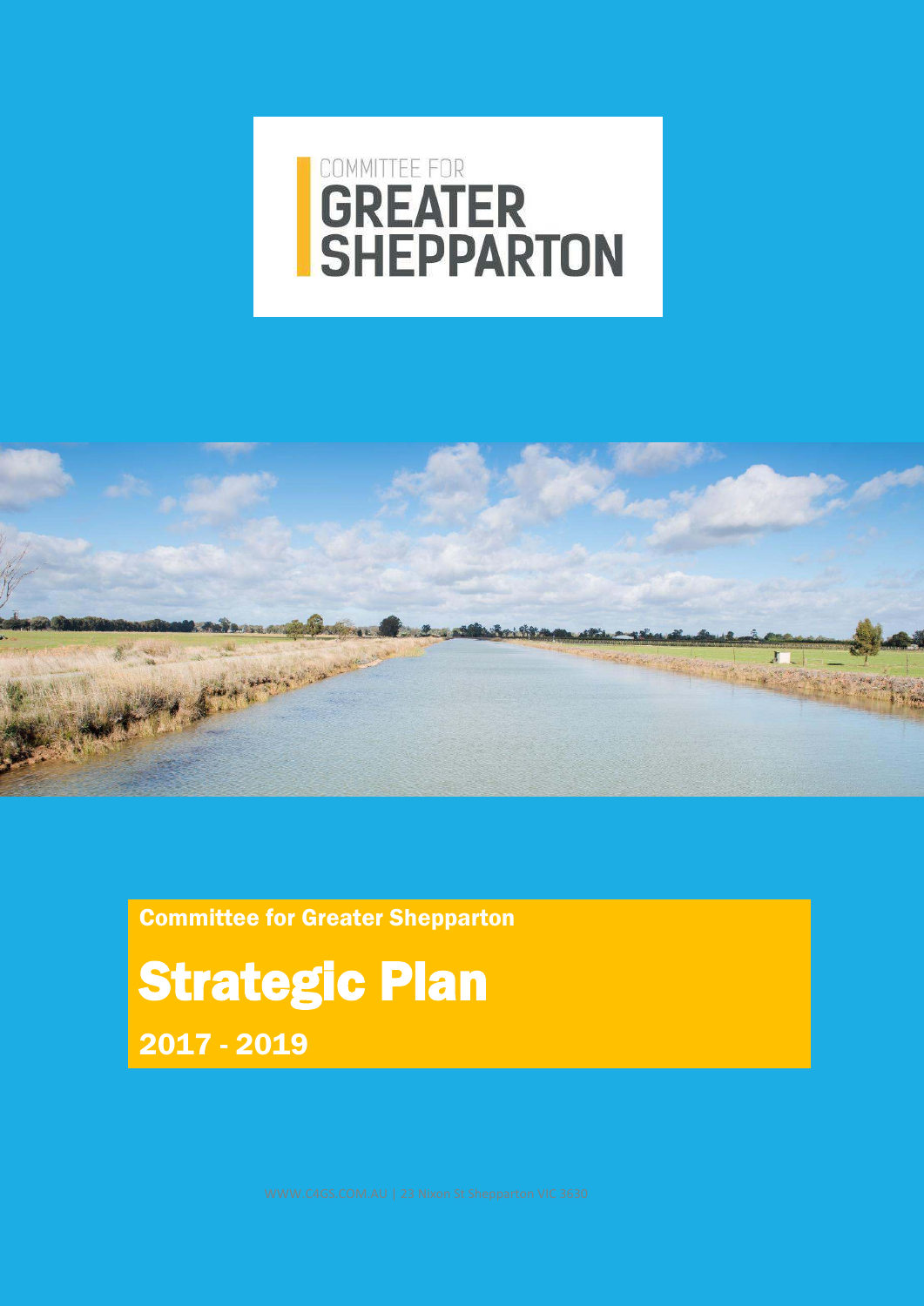COMMITTEE FOR

GREATER SHEPPARTON

Committee for Greater Shepparton

# Strategic Plan

## 2017 - 2019

WWW.C4GS.COM.AU | 23 Nixon St Shepparton VIC 3630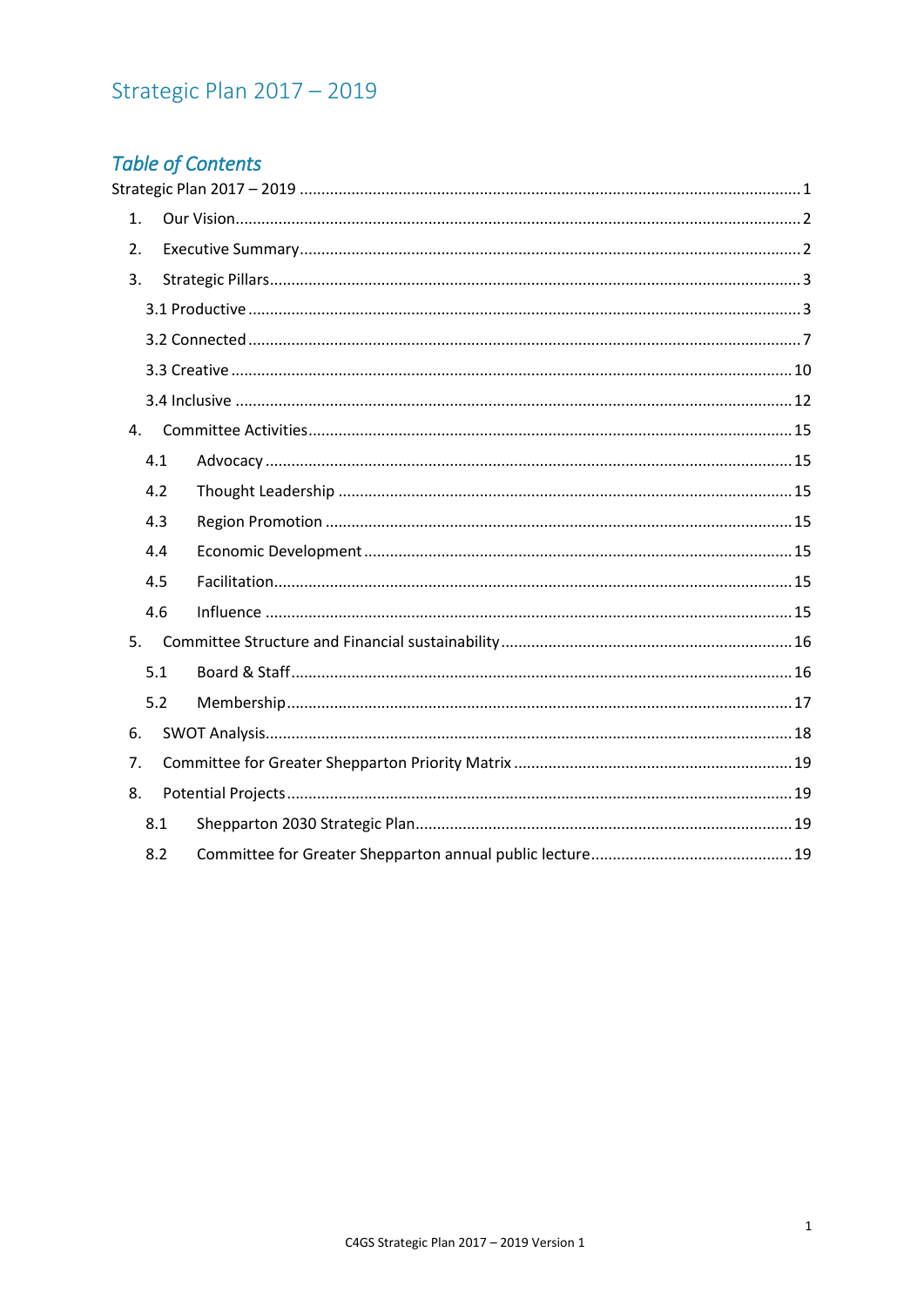# Strategic Plan 2017 – 2019

## *Table of Contents*

Strategic Plan 2017 – 2019 .......... 1

1. Our Vision .......... 2
2. Executive Summary .......... 2
3. Strategic Pillars .......... 3
   - 3.1 Productive .......... 3
   - 3.2 Connected .......... 7
   - 3.3 Creative .......... 10
   - 3.4 Inclusive .......... 12
4. Committee Activities .......... 15
   - 4.1 Advocacy .......... 15
   - 4.2 Thought Leadership .......... 15
   - 4.3 Region Promotion .......... 15
   - 4.4 Economic Development .......... 15
   - 4.5 Facilitation .......... 15
   - 4.6 Influence .......... 15
5. Committee Structure and Financial sustainability .......... 16
   - 5.1 Board & Staff .......... 16
   - 5.2 Membership .......... 17
6. SWOT Analysis .......... 18
7. Committee for Greater Shepparton Priority Matrix .......... 19
8. Potential Projects .......... 19
   - 8.1 Shepparton 2030 Strategic Plan .......... 19
   - 8.2 Committee for Greater Shepparton annual public lecture .......... 19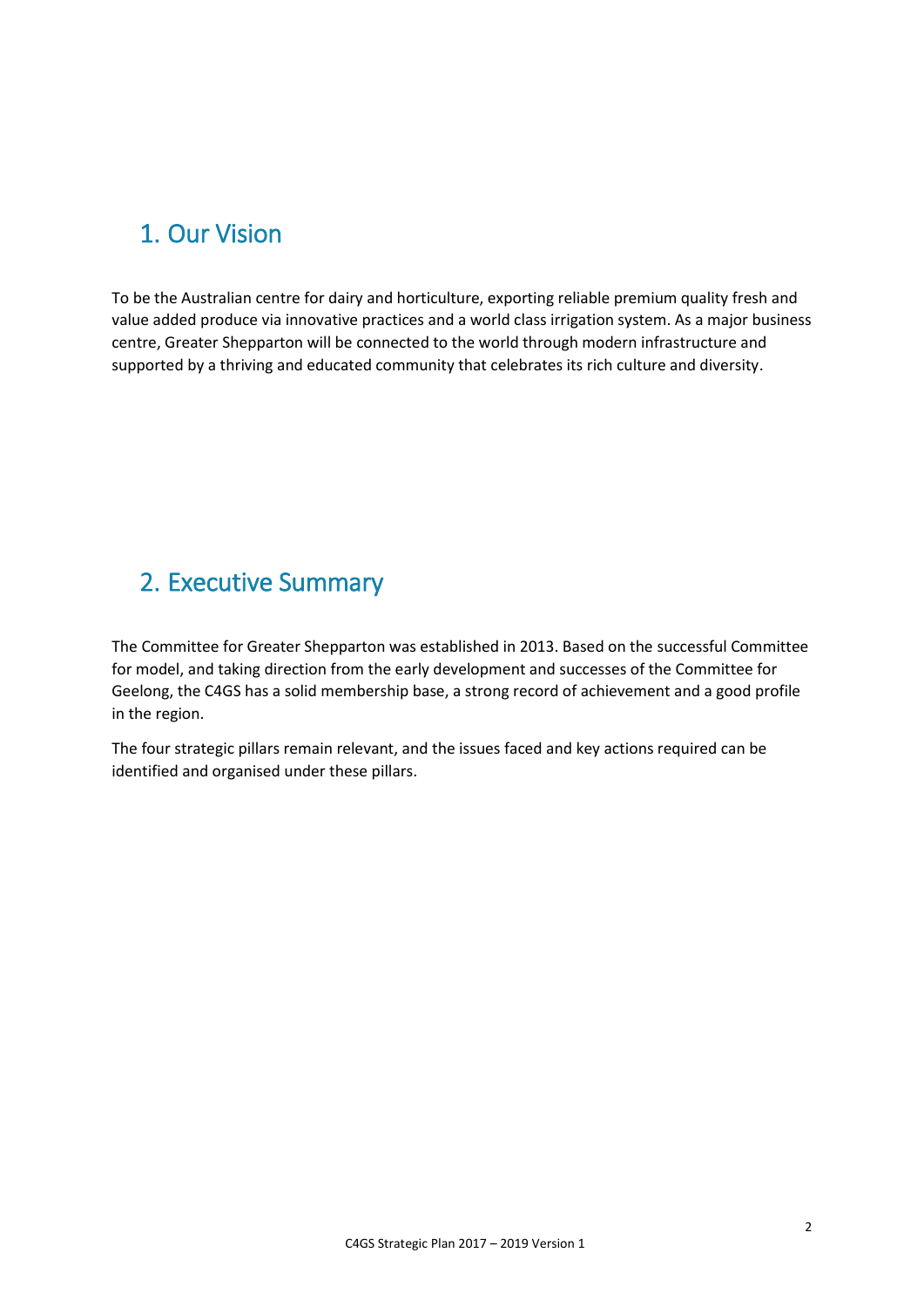## 1. Our Vision

To be the Australian centre for dairy and horticulture, exporting reliable premium quality fresh and value added produce via innovative practices and a world class irrigation system. As a major business centre, Greater Shepparton will be connected to the world through modern infrastructure and supported by a thriving and educated community that celebrates its rich culture and diversity.

## 2. Executive Summary

The Committee for Greater Shepparton was established in 2013. Based on the successful Committee for model, and taking direction from the early development and successes of the Committee for Geelong, the C4GS has a solid membership base, a strong record of achievement and a good profile in the region.

The four strategic pillars remain relevant, and the issues faced and key actions required can be identified and organised under these pillars.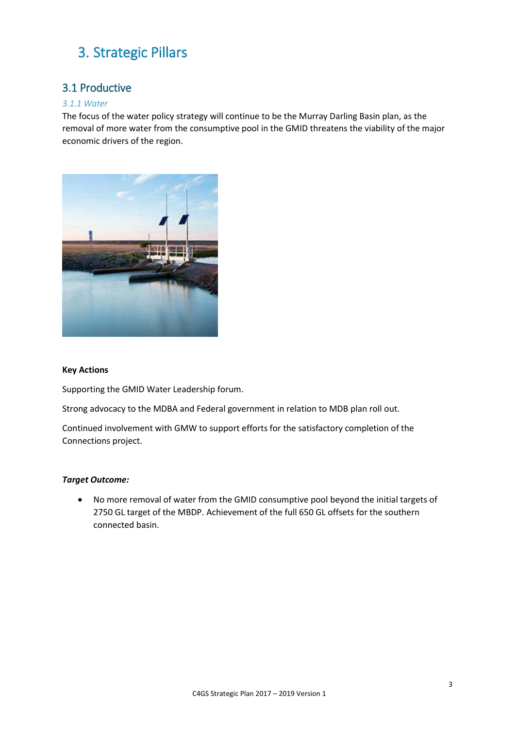# 3. Strategic Pillars

## 3.1 Productive

### *3.1.1 Water*

The focus of the water policy strategy will continue to be the Murray Darling Basin plan, as the removal of more water from the consumptive pool in the GMID threatens the viability of the major economic drivers of the region.

**Key Actions**

Supporting the GMID Water Leadership forum.

Strong advocacy to the MDBA and Federal government in relation to MDB plan roll out.

Continued involvement with GMW to support efforts for the satisfactory completion of the Connections project.

***Target Outcome:***

- No more removal of water from the GMID consumptive pool beyond the initial targets of 2750 GL target of the MBDP. Achievement of the full 650 GL offsets for the southern connected basin.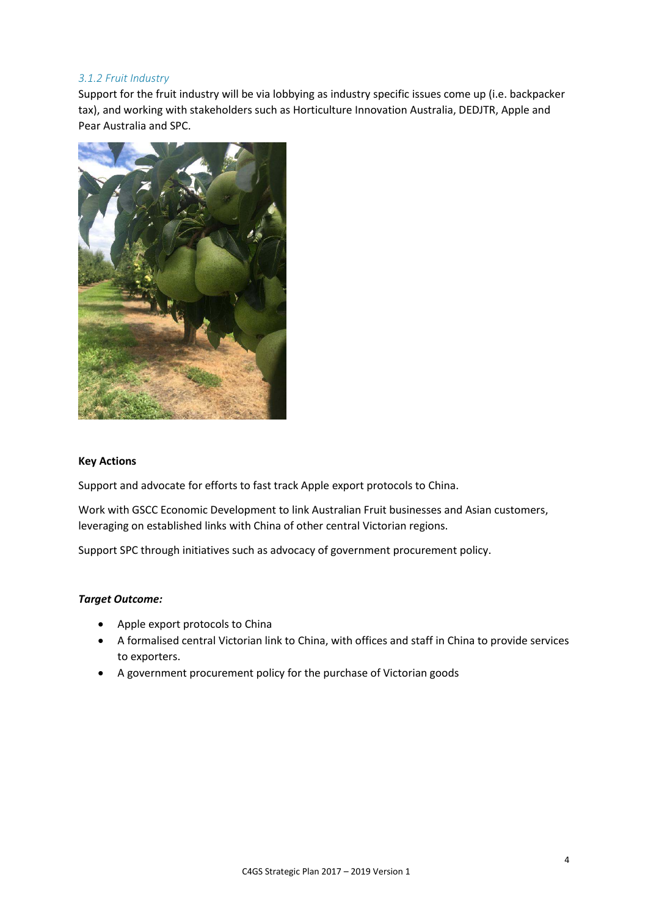### 3.1.2 Fruit Industry

Support for the fruit industry will be via lobbying as industry specific issues come up (i.e. backpacker tax), and working with stakeholders such as Horticulture Innovation Australia, DEDJTR, Apple and Pear Australia and SPC.

**Key Actions**

Support and advocate for efforts to fast track Apple export protocols to China.

Work with GSCC Economic Development to link Australian Fruit businesses and Asian customers, leveraging on established links with China of other central Victorian regions.

Support SPC through initiatives such as advocacy of government procurement policy.

***Target Outcome:***

- Apple export protocols to China
- A formalised central Victorian link to China, with offices and staff in China to provide services to exporters.
- A government procurement policy for the purchase of Victorian goods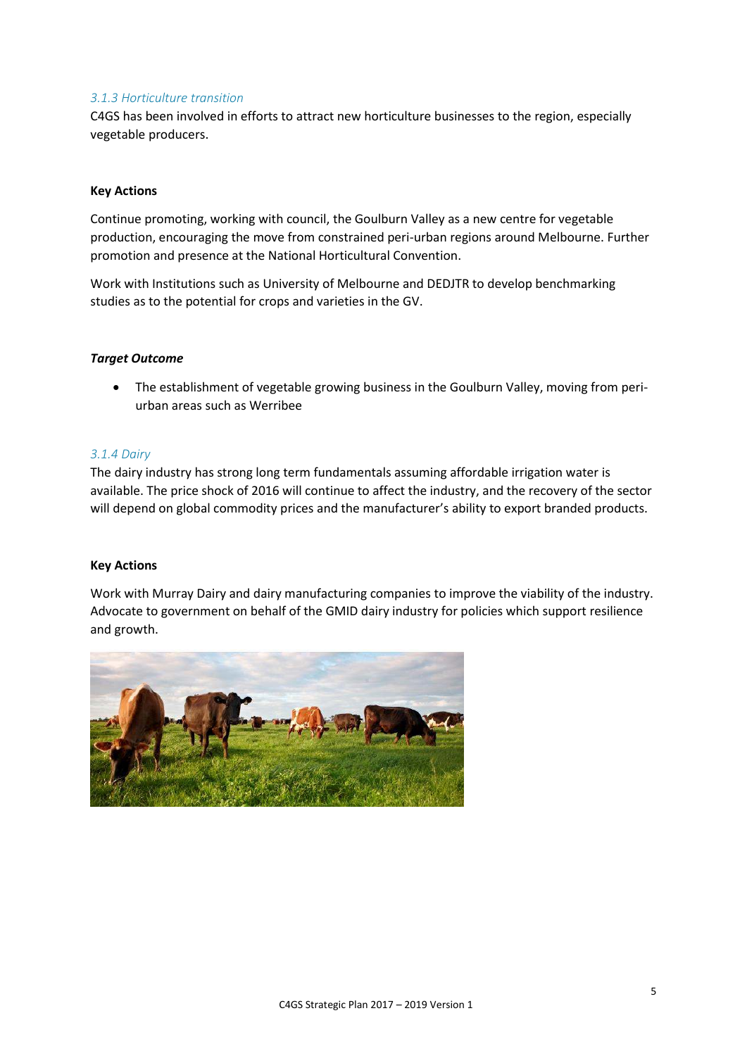#### *3.1.3 Horticulture transition*

C4GS has been involved in efforts to attract new horticulture businesses to the region, especially vegetable producers.

**Key Actions**

Continue promoting, working with council, the Goulburn Valley as a new centre for vegetable production, encouraging the move from constrained peri-urban regions around Melbourne. Further promotion and presence at the National Horticultural Convention.

Work with Institutions such as University of Melbourne and DEDJTR to develop benchmarking studies as to the potential for crops and varieties in the GV.

***Target Outcome***

- The establishment of vegetable growing business in the Goulburn Valley, moving from peri-urban areas such as Werribee

#### *3.1.4 Dairy*

The dairy industry has strong long term fundamentals assuming affordable irrigation water is available. The price shock of 2016 will continue to affect the industry, and the recovery of the sector will depend on global commodity prices and the manufacturer's ability to export branded products.

**Key Actions**

Work with Murray Dairy and dairy manufacturing companies to improve the viability of the industry. Advocate to government on behalf of the GMID dairy industry for policies which support resilience and growth.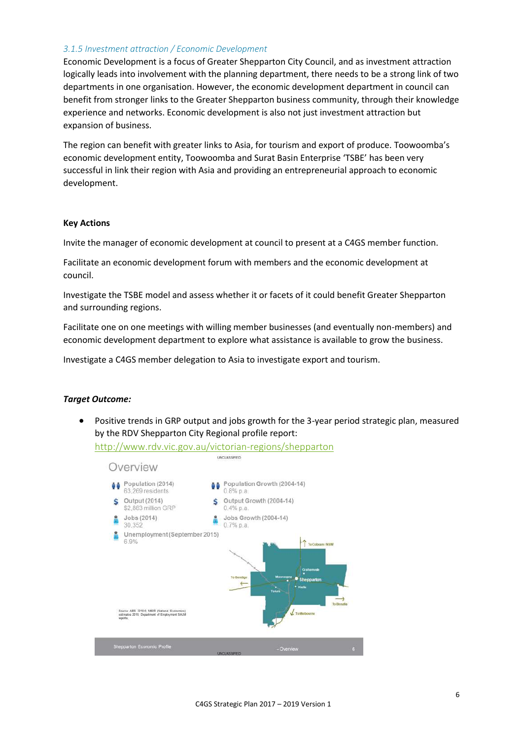### *3.1.5 Investment attraction / Economic Development*

Economic Development is a focus of Greater Shepparton City Council, and as investment attraction logically leads into involvement with the planning department, there needs to be a strong link of two departments in one organisation. However, the economic development department in council can benefit from stronger links to the Greater Shepparton business community, through their knowledge experience and networks. Economic development is also not just investment attraction but expansion of business.

The region can benefit with greater links to Asia, for tourism and export of produce. Toowoomba's economic development entity, Toowoomba and Surat Basin Enterprise 'TSBE' has been very successful in link their region with Asia and providing an entrepreneurial approach to economic development.

**Key Actions**

Invite the manager of economic development at council to present at a C4GS member function.

Facilitate an economic development forum with members and the economic development at council.

Investigate the TSBE model and assess whether it or facets of it could benefit Greater Shepparton and surrounding regions.

Facilitate one on one meetings with willing member businesses (and eventually non-members) and economic development department to explore what assistance is available to grow the business.

Investigate a C4GS member delegation to Asia to investigate export and tourism.

***Target Outcome:***

- Positive trends in GRP output and jobs growth for the 3-year period strategic plan, measured by the RDV Shepparton City Regional profile report: http://www.rdv.vic.gov.au/victorian-regions/shepparton

UNCLASSIFIED

**Overview**

Population (2014)
63,269 residents

Population Growth (2004-14)
0.8% p.a.

Output (2014)
$2,883 million GRP

Output Growth (2004-14)
0.4% p.a.

Jobs (2014)
30,352

Jobs Growth (2004-14)
0.7% p.a.

Unemployment (September 2015)
6.9%

Source: ABS 3218.0, NIEIR (National Economics) estimates 2015, Department of Employment SALM reports.

Shepparton Economic Profile – Overview 6

UNCLASSIFIED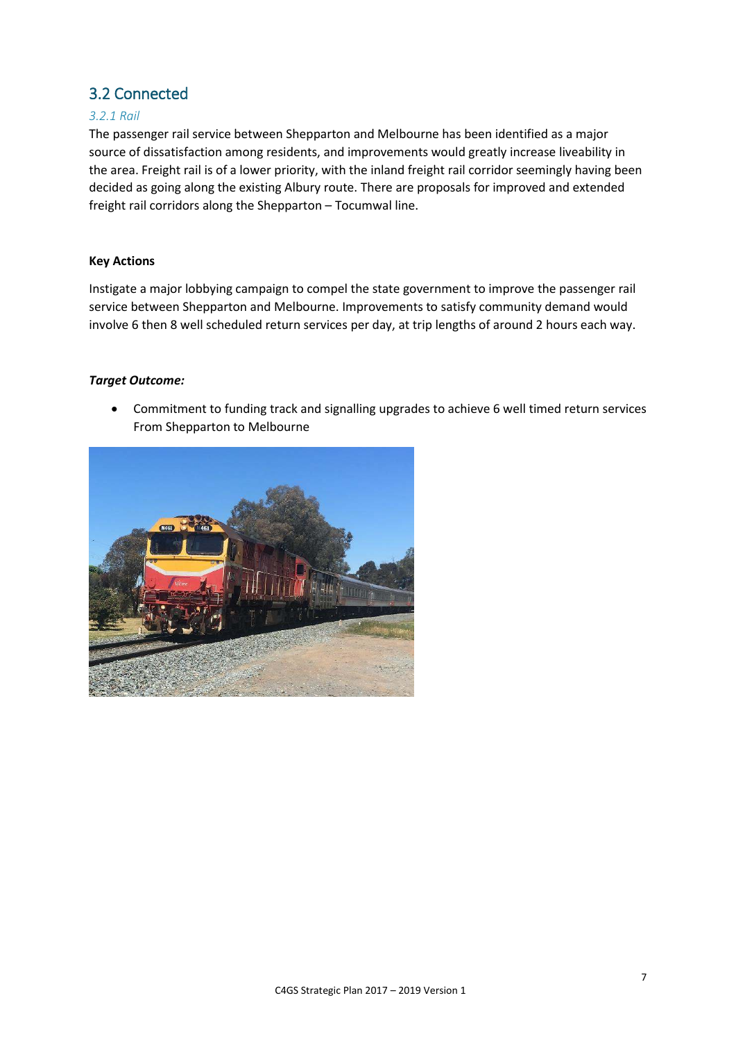## 3.2 Connected

### *3.2.1 Rail*

The passenger rail service between Shepparton and Melbourne has been identified as a major source of dissatisfaction among residents, and improvements would greatly increase liveability in the area. Freight rail is of a lower priority, with the inland freight rail corridor seemingly having been decided as going along the existing Albury route. There are proposals for improved and extended freight rail corridors along the Shepparton – Tocumwal line.

**Key Actions**

Instigate a major lobbying campaign to compel the state government to improve the passenger rail service between Shepparton and Melbourne. Improvements to satisfy community demand would involve 6 then 8 well scheduled return services per day, at trip lengths of around 2 hours each way.

***Target Outcome:***

- Commitment to funding track and signalling upgrades to achieve 6 well timed return services From Shepparton to Melbourne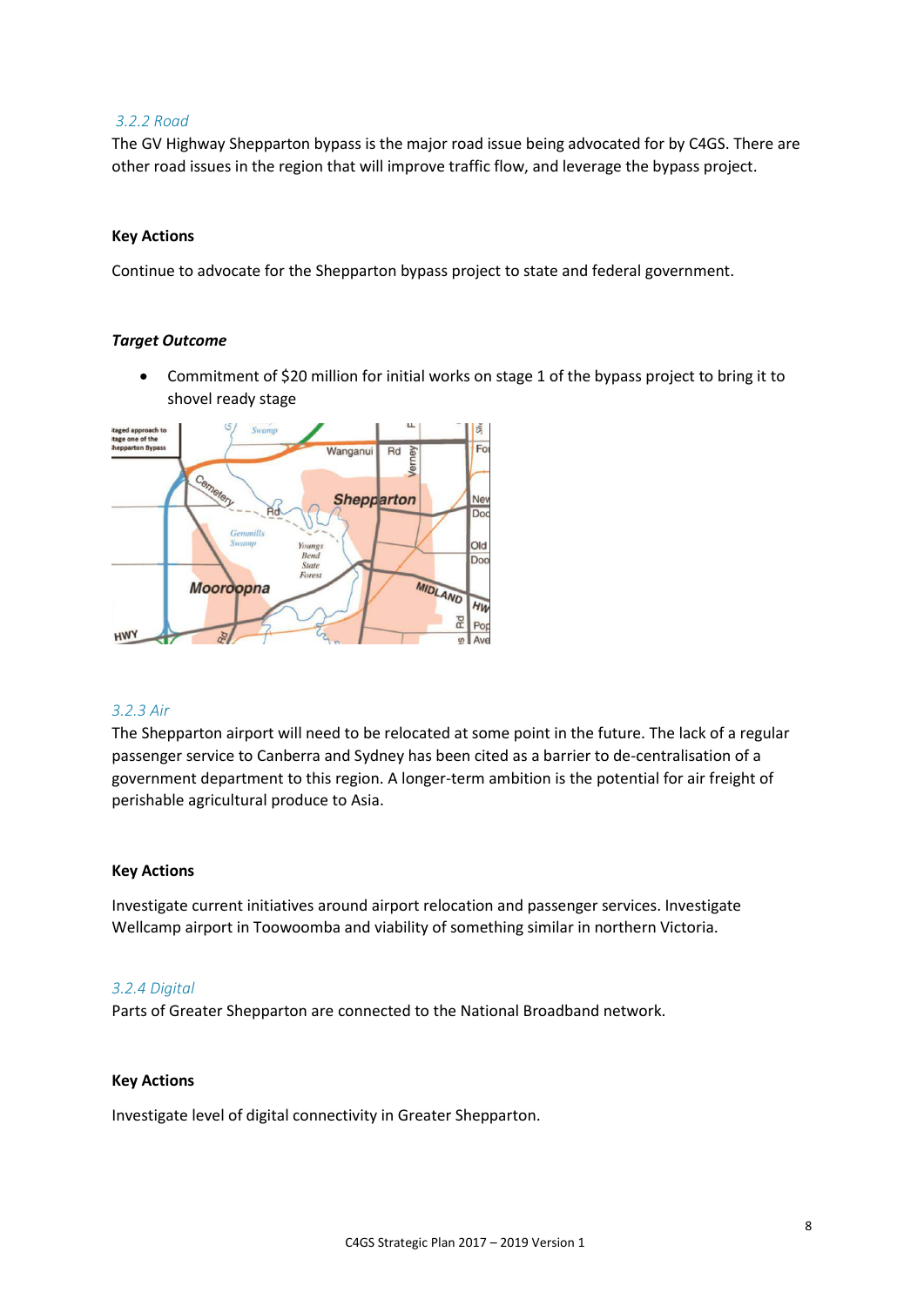### 3.2.2 Road

The GV Highway Shepparton bypass is the major road issue being advocated for by C4GS. There are other road issues in the region that will improve traffic flow, and leverage the bypass project.

**Key Actions**

Continue to advocate for the Shepparton bypass project to state and federal government.

***Target Outcome***

- Commitment of $20 million for initial works on stage 1 of the bypass project to bring it to shovel ready stage

### 3.2.3 Air

The Shepparton airport will need to be relocated at some point in the future. The lack of a regular passenger service to Canberra and Sydney has been cited as a barrier to de-centralisation of a government department to this region. A longer-term ambition is the potential for air freight of perishable agricultural produce to Asia.

**Key Actions**

Investigate current initiatives around airport relocation and passenger services. Investigate Wellcamp airport in Toowoomba and viability of something similar in northern Victoria.

### 3.2.4 Digital

Parts of Greater Shepparton are connected to the National Broadband network.

**Key Actions**

Investigate level of digital connectivity in Greater Shepparton.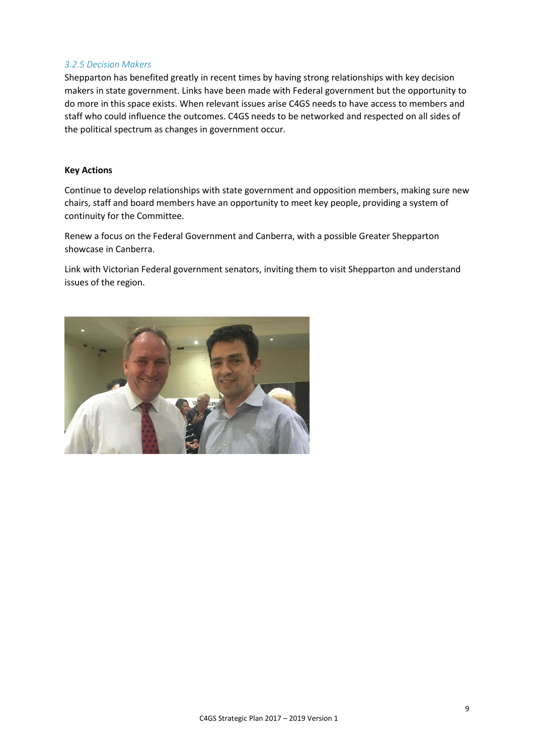### *3.2.5 Decision Makers*

Shepparton has benefited greatly in recent times by having strong relationships with key decision makers in state government. Links have been made with Federal government but the opportunity to do more in this space exists. When relevant issues arise C4GS needs to have access to members and staff who could influence the outcomes. C4GS needs to be networked and respected on all sides of the political spectrum as changes in government occur.

**Key Actions**

Continue to develop relationships with state government and opposition members, making sure new chairs, staff and board members have an opportunity to meet key people, providing a system of continuity for the Committee.

Renew a focus on the Federal Government and Canberra, with a possible Greater Shepparton showcase in Canberra.

Link with Victorian Federal government senators, inviting them to visit Shepparton and understand issues of the region.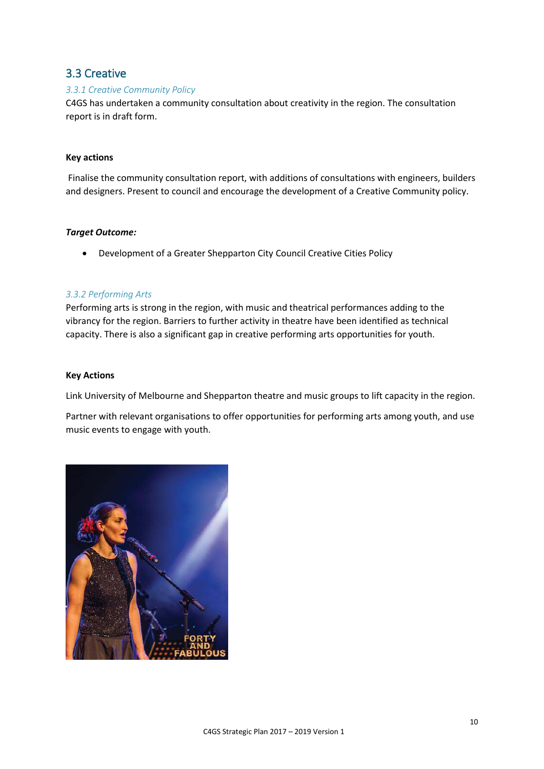## 3.3 Creative

### *3.3.1 Creative Community Policy*

C4GS has undertaken a community consultation about creativity in the region. The consultation report is in draft form.

**Key actions**

Finalise the community consultation report, with additions of consultations with engineers, builders and designers. Present to council and encourage the development of a Creative Community policy.

***Target Outcome:***

- Development of a Greater Shepparton City Council Creative Cities Policy

### *3.3.2 Performing Arts*

Performing arts is strong in the region, with music and theatrical performances adding to the vibrancy for the region. Barriers to further activity in theatre have been identified as technical capacity. There is also a significant gap in creative performing arts opportunities for youth.

**Key Actions**

Link University of Melbourne and Shepparton theatre and music groups to lift capacity in the region.

Partner with relevant organisations to offer opportunities for performing arts among youth, and use music events to engage with youth.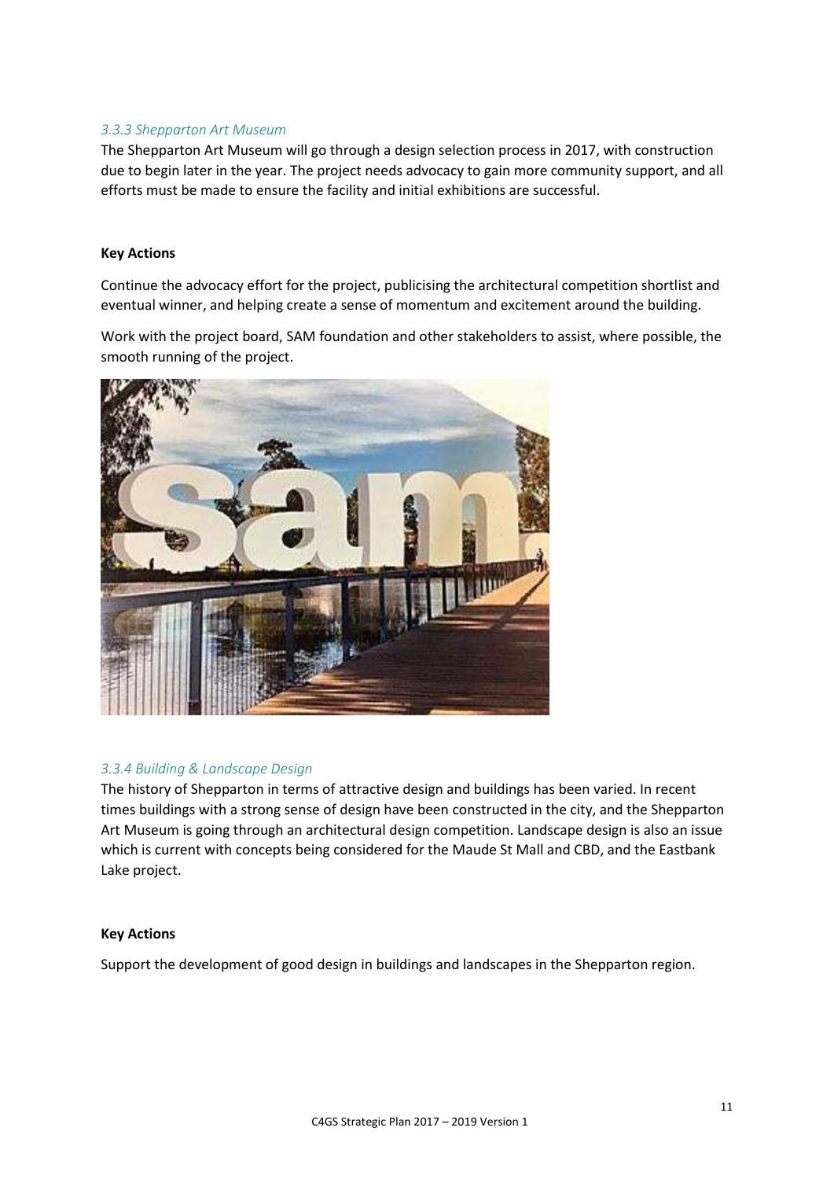### *3.3.3 Shepparton Art Museum*

The Shepparton Art Museum will go through a design selection process in 2017, with construction due to begin later in the year. The project needs advocacy to gain more community support, and all efforts must be made to ensure the facility and initial exhibitions are successful.

**Key Actions**

Continue the advocacy effort for the project, publicising the architectural competition shortlist and eventual winner, and helping create a sense of momentum and excitement around the building.

Work with the project board, SAM foundation and other stakeholders to assist, where possible, the smooth running of the project.

### *3.3.4 Building & Landscape Design*

The history of Shepparton in terms of attractive design and buildings has been varied. In recent times buildings with a strong sense of design have been constructed in the city, and the Shepparton Art Museum is going through an architectural design competition. Landscape design is also an issue which is current with concepts being considered for the Maude St Mall and CBD, and the Eastbank Lake project.

**Key Actions**

Support the development of good design in buildings and landscapes in the Shepparton region.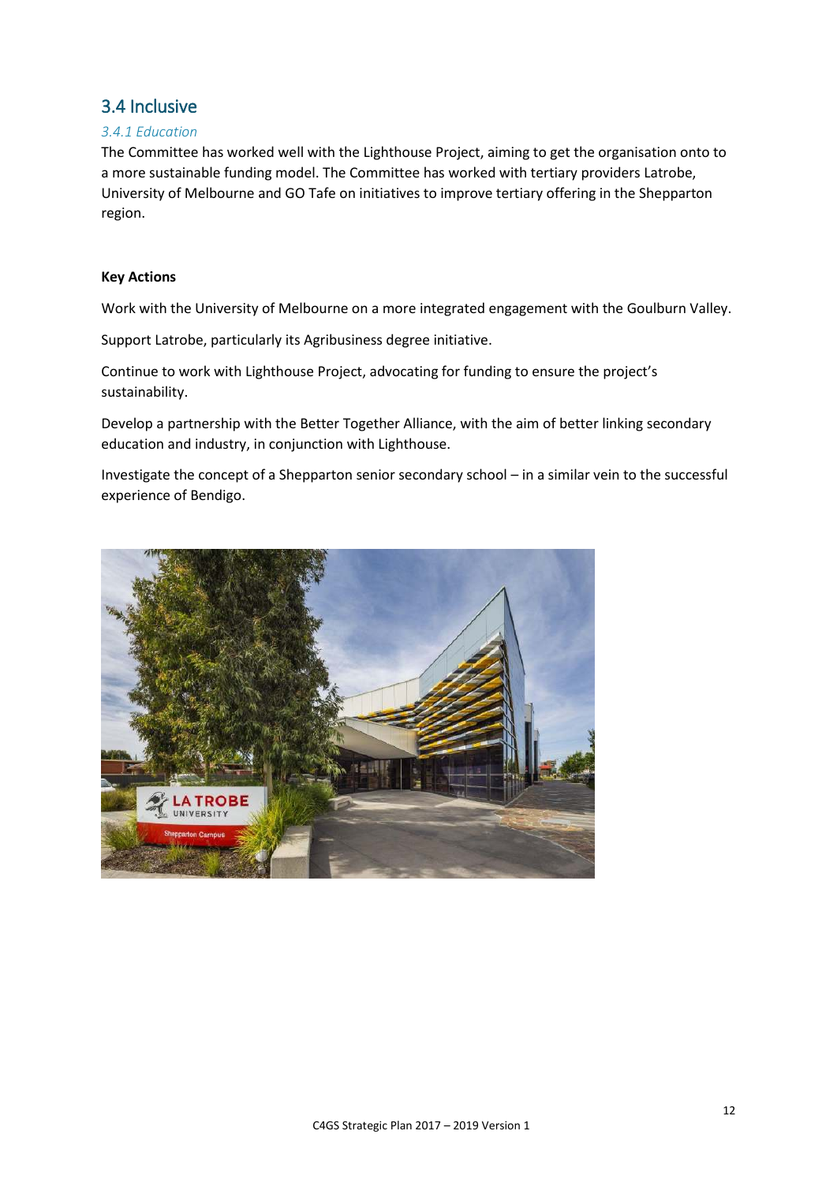## 3.4 Inclusive

### *3.4.1 Education*

The Committee has worked well with the Lighthouse Project, aiming to get the organisation onto to a more sustainable funding model. The Committee has worked with tertiary providers Latrobe, University of Melbourne and GO Tafe on initiatives to improve tertiary offering in the Shepparton region.

**Key Actions**

Work with the University of Melbourne on a more integrated engagement with the Goulburn Valley.

Support Latrobe, particularly its Agribusiness degree initiative.

Continue to work with Lighthouse Project, advocating for funding to ensure the project's sustainability.

Develop a partnership with the Better Together Alliance, with the aim of better linking secondary education and industry, in conjunction with Lighthouse.

Investigate the concept of a Shepparton senior secondary school – in a similar vein to the successful experience of Bendigo.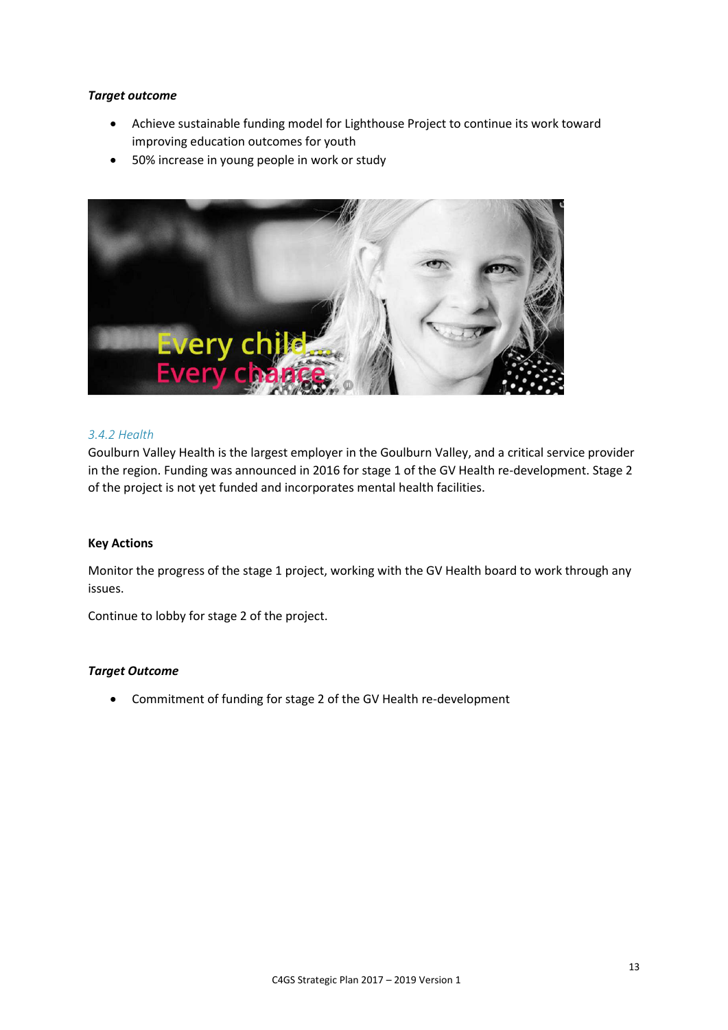***Target outcome***

- Achieve sustainable funding model for Lighthouse Project to continue its work toward improving education outcomes for youth
- 50% increase in young people in work or study

### *3.4.2 Health*

Goulburn Valley Health is the largest employer in the Goulburn Valley, and a critical service provider in the region. Funding was announced in 2016 for stage 1 of the GV Health re-development. Stage 2 of the project is not yet funded and incorporates mental health facilities.

**Key Actions**

Monitor the progress of the stage 1 project, working with the GV Health board to work through any issues.

Continue to lobby for stage 2 of the project.

***Target Outcome***

- Commitment of funding for stage 2 of the GV Health re-development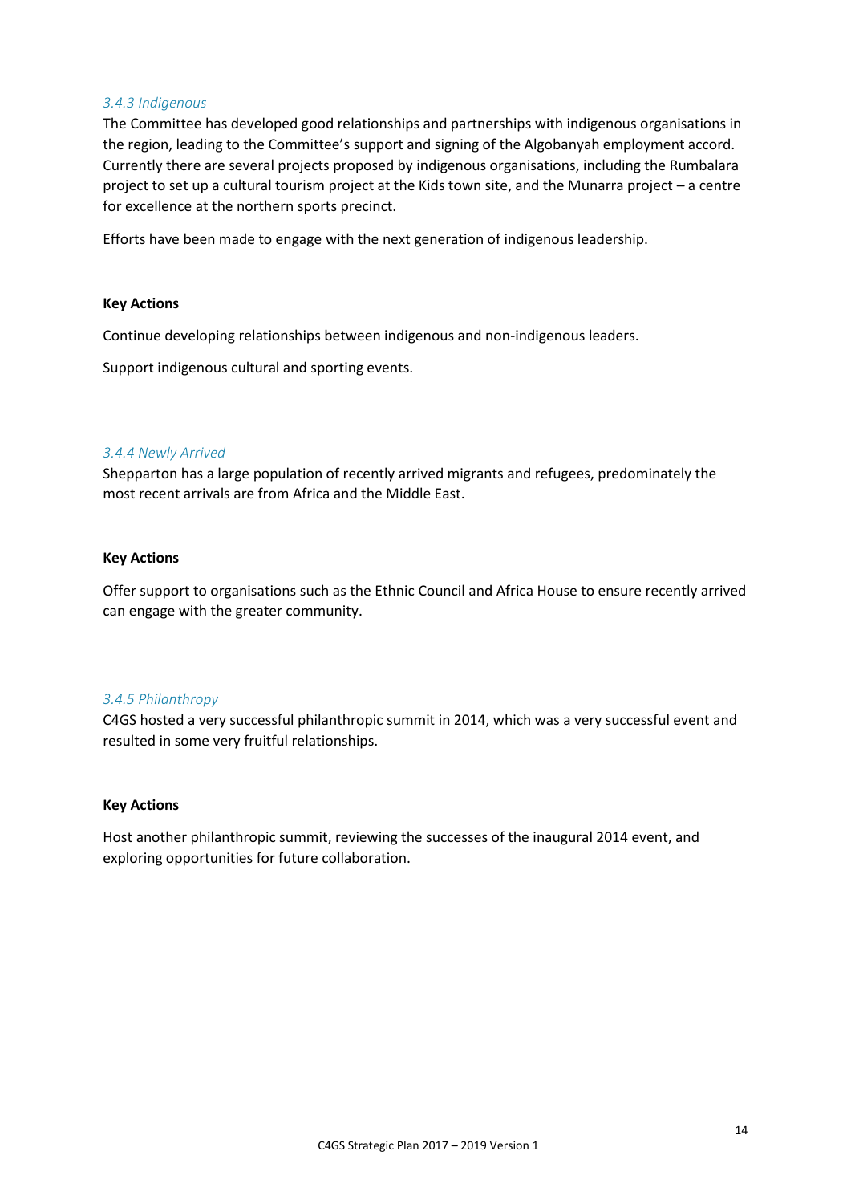#### *3.4.3 Indigenous*

The Committee has developed good relationships and partnerships with indigenous organisations in the region, leading to the Committee's support and signing of the Algobanyah employment accord. Currently there are several projects proposed by indigenous organisations, including the Rumbalara project to set up a cultural tourism project at the Kids town site, and the Munarra project – a centre for excellence at the northern sports precinct.

Efforts have been made to engage with the next generation of indigenous leadership.

**Key Actions**

Continue developing relationships between indigenous and non-indigenous leaders.

Support indigenous cultural and sporting events.

#### *3.4.4 Newly Arrived*

Shepparton has a large population of recently arrived migrants and refugees, predominately the most recent arrivals are from Africa and the Middle East.

**Key Actions**

Offer support to organisations such as the Ethnic Council and Africa House to ensure recently arrived can engage with the greater community.

#### *3.4.5 Philanthropy*

C4GS hosted a very successful philanthropic summit in 2014, which was a very successful event and resulted in some very fruitful relationships.

**Key Actions**

Host another philanthropic summit, reviewing the successes of the inaugural 2014 event, and exploring opportunities for future collaboration.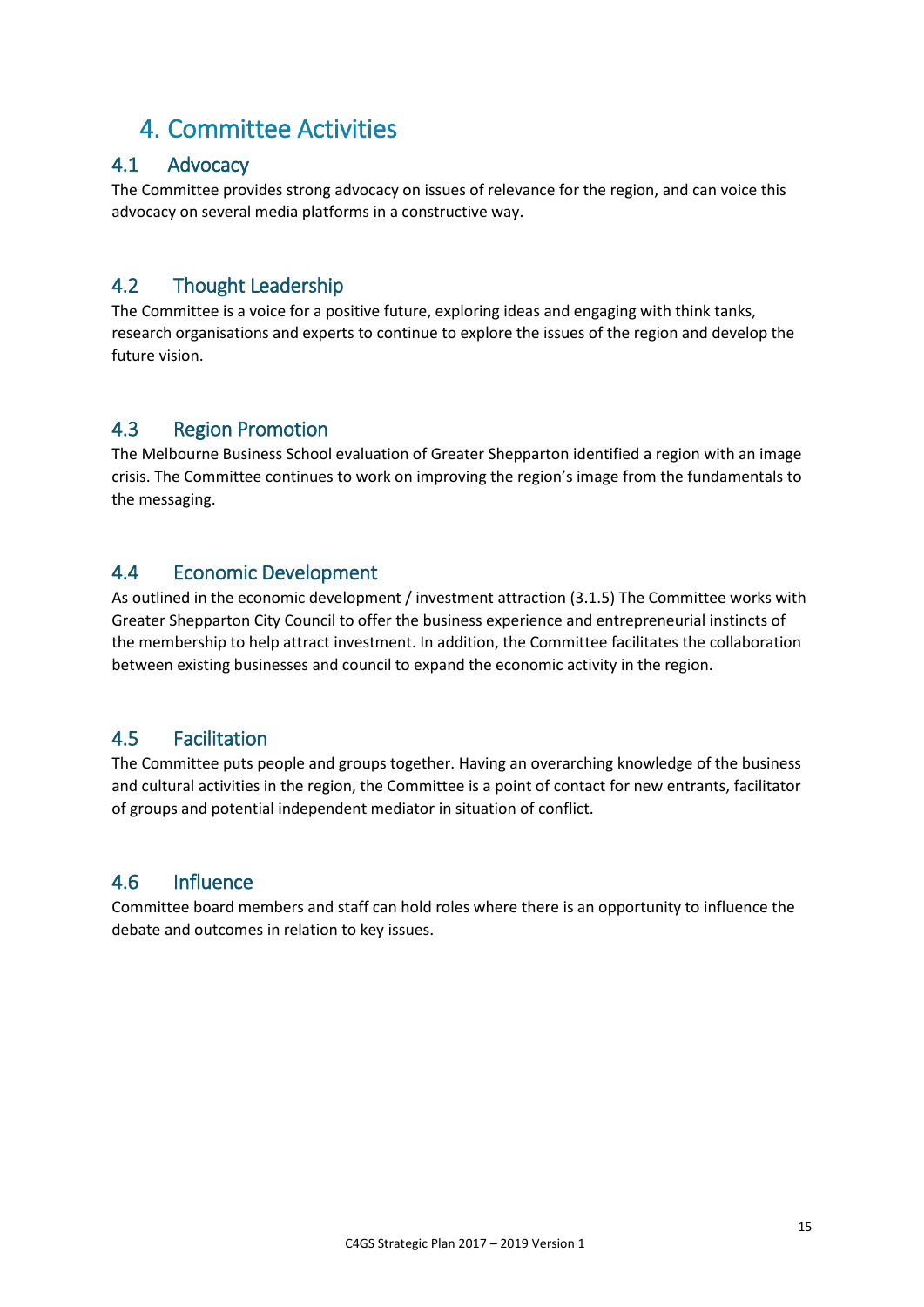# 4. Committee Activities

## 4.1 Advocacy

The Committee provides strong advocacy on issues of relevance for the region, and can voice this advocacy on several media platforms in a constructive way.

## 4.2 Thought Leadership

The Committee is a voice for a positive future, exploring ideas and engaging with think tanks, research organisations and experts to continue to explore the issues of the region and develop the future vision.

## 4.3 Region Promotion

The Melbourne Business School evaluation of Greater Shepparton identified a region with an image crisis. The Committee continues to work on improving the region's image from the fundamentals to the messaging.

## 4.4 Economic Development

As outlined in the economic development / investment attraction (3.1.5) The Committee works with Greater Shepparton City Council to offer the business experience and entrepreneurial instincts of the membership to help attract investment. In addition, the Committee facilitates the collaboration between existing businesses and council to expand the economic activity in the region.

## 4.5 Facilitation

The Committee puts people and groups together. Having an overarching knowledge of the business and cultural activities in the region, the Committee is a point of contact for new entrants, facilitator of groups and potential independent mediator in situation of conflict.

## 4.6 Influence

Committee board members and staff can hold roles where there is an opportunity to influence the debate and outcomes in relation to key issues.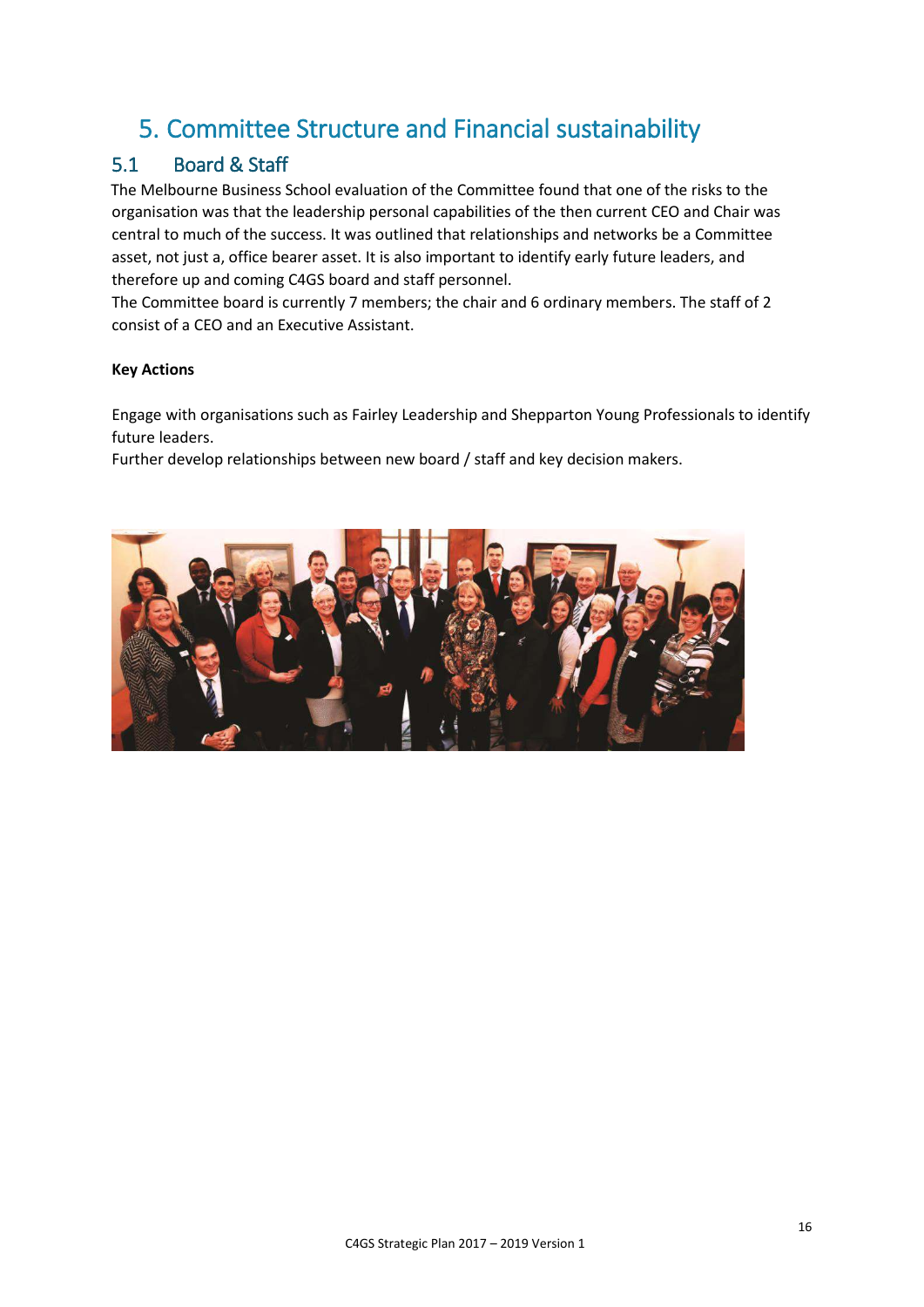# 5. Committee Structure and Financial sustainability

## 5.1 Board & Staff

The Melbourne Business School evaluation of the Committee found that one of the risks to the organisation was that the leadership personal capabilities of the then current CEO and Chair was central to much of the success. It was outlined that relationships and networks be a Committee asset, not just a, office bearer asset. It is also important to identify early future leaders, and therefore up and coming C4GS board and staff personnel.

The Committee board is currently 7 members; the chair and 6 ordinary members. The staff of 2 consist of a CEO and an Executive Assistant.

**Key Actions**

Engage with organisations such as Fairley Leadership and Shepparton Young Professionals to identify future leaders.

Further develop relationships between new board / staff and key decision makers.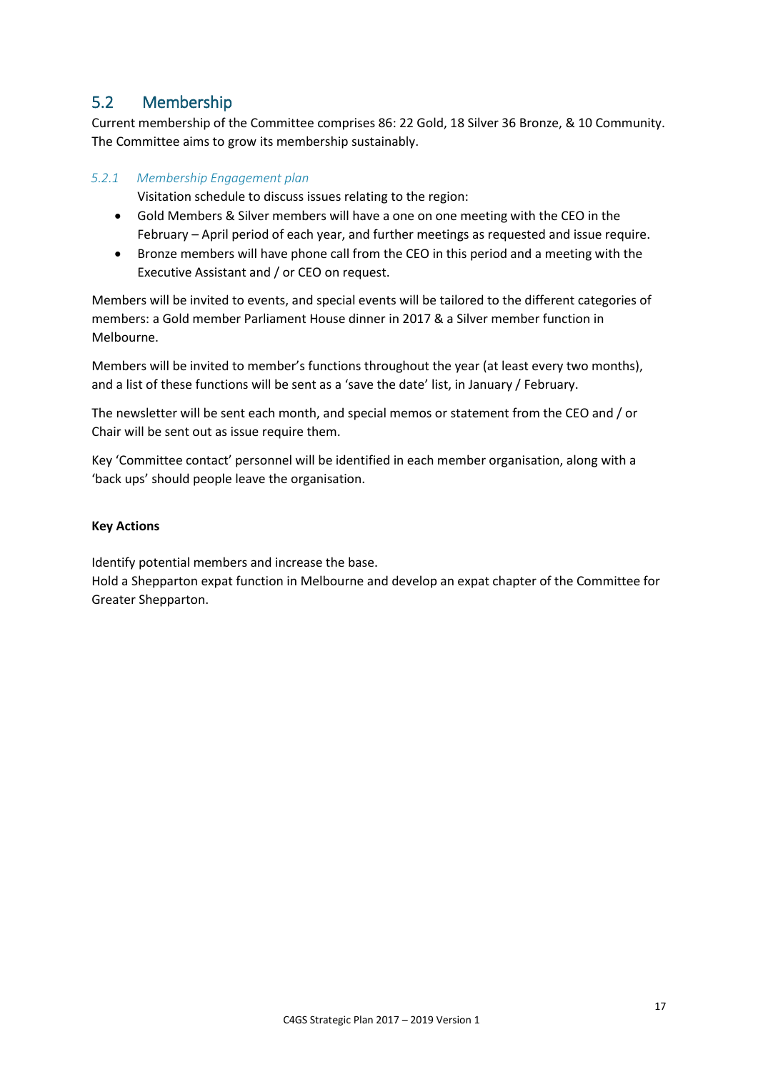## 5.2 Membership

Current membership of the Committee comprises 86: 22 Gold, 18 Silver 36 Bronze, & 10 Community. The Committee aims to grow its membership sustainably.

### *5.2.1 Membership Engagement plan*

Visitation schedule to discuss issues relating to the region:

- Gold Members & Silver members will have a one on one meeting with the CEO in the February – April period of each year, and further meetings as requested and issue require.
- Bronze members will have phone call from the CEO in this period and a meeting with the Executive Assistant and / or CEO on request.

Members will be invited to events, and special events will be tailored to the different categories of members: a Gold member Parliament House dinner in 2017 & a Silver member function in Melbourne.

Members will be invited to member's functions throughout the year (at least every two months), and a list of these functions will be sent as a 'save the date' list, in January / February.

The newsletter will be sent each month, and special memos or statement from the CEO and / or Chair will be sent out as issue require them.

Key 'Committee contact' personnel will be identified in each member organisation, along with a 'back ups' should people leave the organisation.

**Key Actions**

Identify potential members and increase the base.
Hold a Shepparton expat function in Melbourne and develop an expat chapter of the Committee for Greater Shepparton.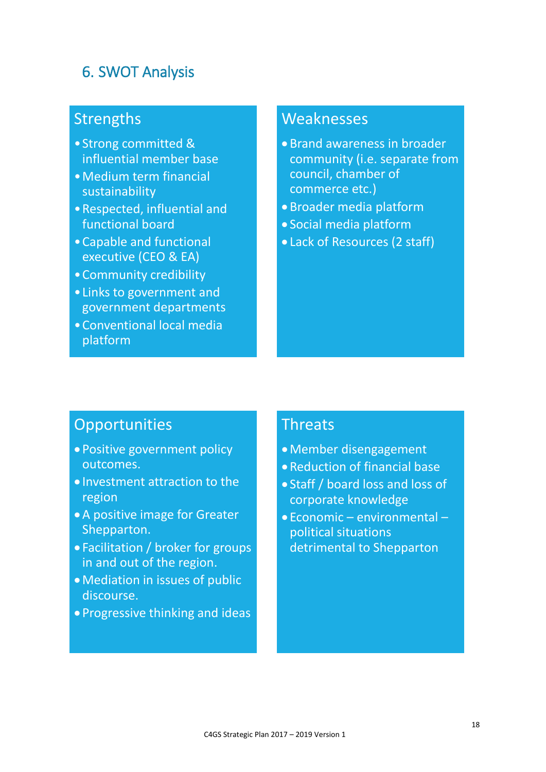## 6. SWOT Analysis

### Strengths

- Strong committed & influential member base
- Medium term financial sustainability
- Respected, influential and functional board
- Capable and functional executive (CEO & EA)
- Community credibility
- Links to government and government departments
- Conventional local media platform

### Weaknesses

- Brand awareness in broader community (i.e. separate from council, chamber of commerce etc.)
- Broader media platform
- Social media platform
- Lack of Resources (2 staff)

### Opportunities

- Positive government policy outcomes.
- Investment attraction to the region
- A positive image for Greater Shepparton.
- Facilitation / broker for groups in and out of the region.
- Mediation in issues of public discourse.
- Progressive thinking and ideas

### Threats

- Member disengagement
- Reduction of financial base
- Staff / board loss and loss of corporate knowledge
- Economic – environmental – political situations detrimental to Shepparton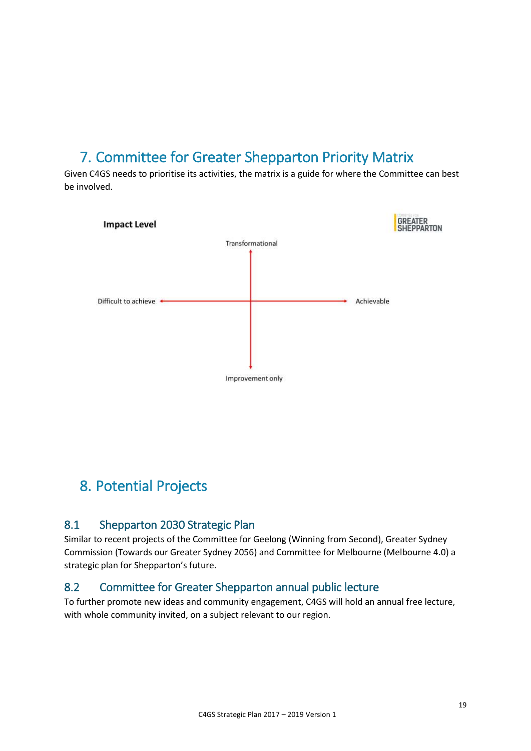# 7. Committee for Greater Shepparton Priority Matrix

Given C4GS needs to prioritise its activities, the matrix is a guide for where the Committee can best be involved.

**Impact Level**

GREATER SHEPPARTON

Transformational

Difficult to achieve

Achievable

Improvement only

# 8. Potential Projects

## 8.1 Shepparton 2030 Strategic Plan

Similar to recent projects of the Committee for Geelong (Winning from Second), Greater Sydney Commission (Towards our Greater Sydney 2056) and Committee for Melbourne (Melbourne 4.0) a strategic plan for Shepparton's future.

## 8.2 Committee for Greater Shepparton annual public lecture

To further promote new ideas and community engagement, C4GS will hold an annual free lecture, with whole community invited, on a subject relevant to our region.